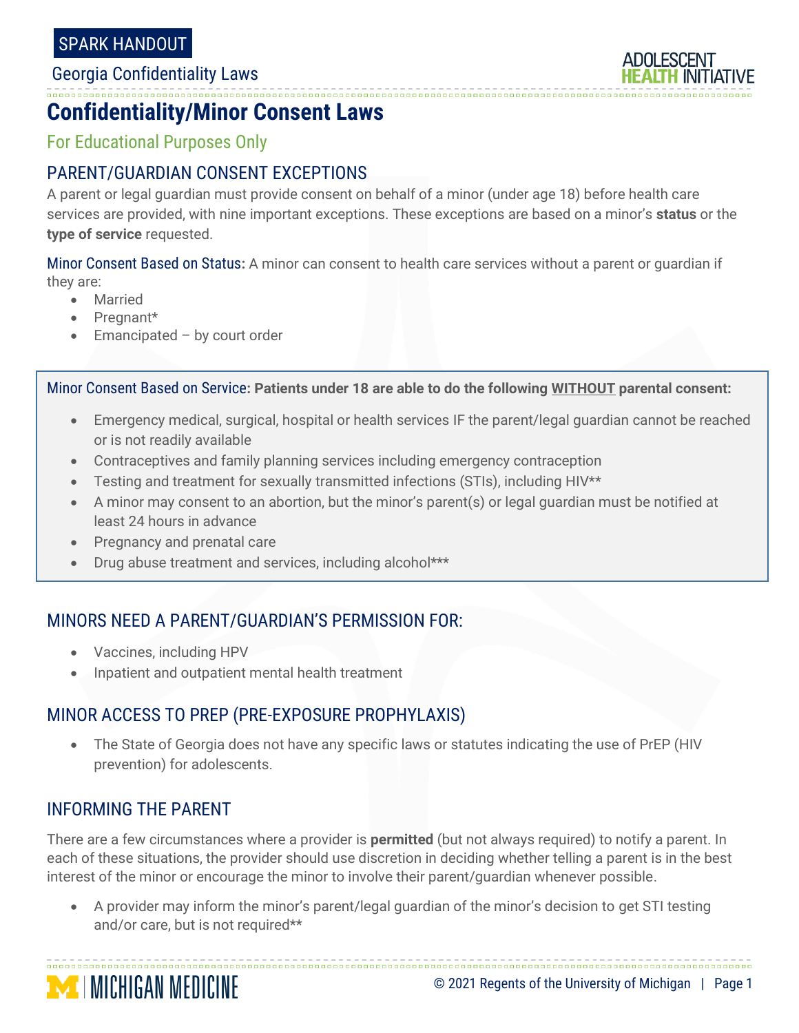SPARK HANDOUT

Georgia Confidentiality Laws

# Confidentiality/Minor Consent Laws

For Educational Purposes Only

## PARENT/GUARDIAN CONSENT EXCEPTIONS

A parent or legal guardian must provide consent on behalf of a minor (under age 18) before health care services are provided, with nine important exceptions. These exceptions are based on a minor's **status** or the **type of service** requested.

Minor Consent Based on Status: A minor can consent to health care services without a parent or guardian if they are:

- Married
- Pregnant*
- Emancipated – by court order

Minor Consent Based on Service: **Patients under 18 are able to do the following WITHOUT parental consent:**

- Emergency medical, surgical, hospital or health services IF the parent/legal guardian cannot be reached or is not readily available
- Contraceptives and family planning services including emergency contraception
- Testing and treatment for sexually transmitted infections (STIs), including HIV**
- A minor may consent to an abortion, but the minor's parent(s) or legal guardian must be notified at least 24 hours in advance
- Pregnancy and prenatal care
- Drug abuse treatment and services, including alcohol***

## MINORS NEED A PARENT/GUARDIAN'S PERMISSION FOR:

- Vaccines, including HPV
- Inpatient and outpatient mental health treatment

## MINOR ACCESS TO PREP (PRE-EXPOSURE PROPHYLAXIS)

- The State of Georgia does not have any specific laws or statutes indicating the use of PrEP (HIV prevention) for adolescents.

## INFORMING THE PARENT

There are a few circumstances where a provider is **permitted** (but not always required) to notify a parent. In each of these situations, the provider should use discretion in deciding whether telling a parent is in the best interest of the minor or encourage the minor to involve their parent/guardian whenever possible.

- A provider may inform the minor's parent/legal guardian of the minor's decision to get STI testing and/or care, but is not required**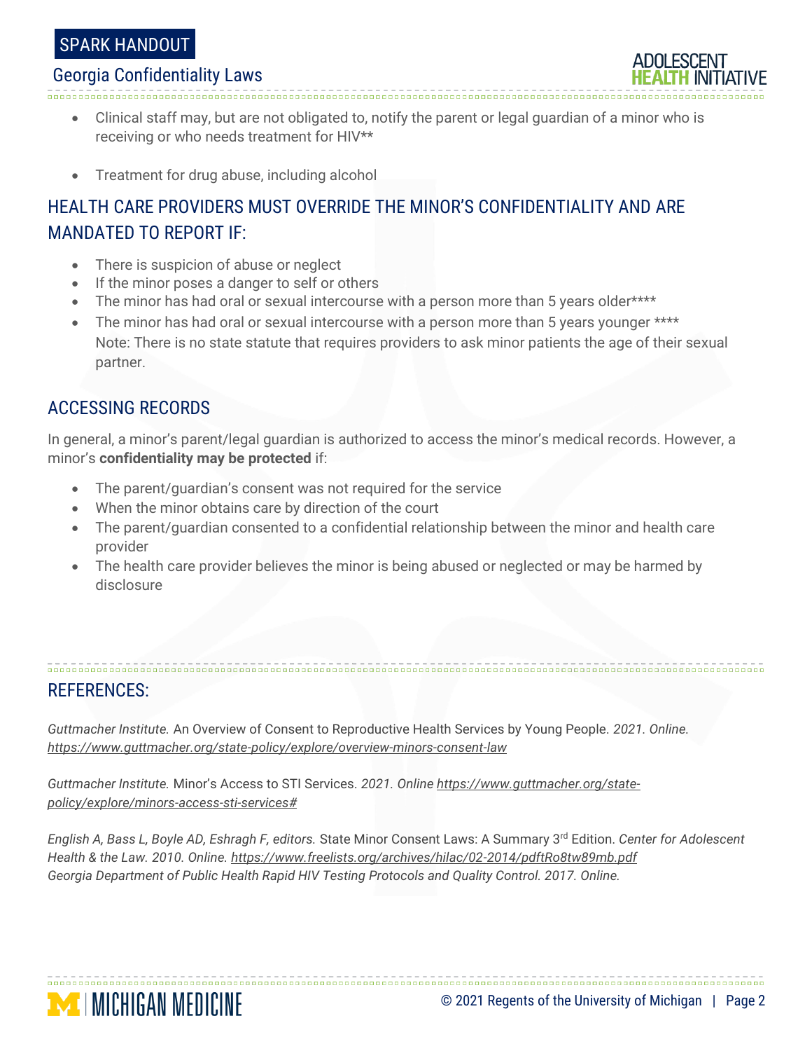- Clinical staff may, but are not obligated to, notify the parent or legal guardian of a minor who is receiving or who needs treatment for HIV**

- Treatment for drug abuse, including alcohol

## HEALTH CARE PROVIDERS MUST OVERRIDE THE MINOR'S CONFIDENTIALITY AND ARE MANDATED TO REPORT IF:

- There is suspicion of abuse or neglect
- If the minor poses a danger to self or others
- The minor has had oral or sexual intercourse with a person more than 5 years older****
- The minor has had oral or sexual intercourse with a person more than 5 years younger ****
  Note: There is no state statute that requires providers to ask minor patients the age of their sexual partner.

## ACCESSING RECORDS

In general, a minor's parent/legal guardian is authorized to access the minor's medical records. However, a minor's **confidentiality may be protected** if:

- The parent/guardian's consent was not required for the service
- When the minor obtains care by direction of the court
- The parent/guardian consented to a confidential relationship between the minor and health care provider
- The health care provider believes the minor is being abused or neglected or may be harmed by disclosure

## REFERENCES:

*Guttmacher Institute.* An Overview of Consent to Reproductive Health Services by Young People. *2021. Online.* https://www.guttmacher.org/state-policy/explore/overview-minors-consent-law

*Guttmacher Institute.* Minor's Access to STI Services. *2021. Online* https://www.guttmacher.org/state-policy/explore/minors-access-sti-services#

*English A, Bass L, Boyle AD, Eshragh F, editors.* State Minor Consent Laws: A Summary 3rd Edition. *Center for Adolescent Health & the Law. 2010. Online.* https://www.freelists.org/archives/hilac/02-2014/pdftRo8tw89mb.pdf
*Georgia Department of Public Health Rapid HIV Testing Protocols and Quality Control. 2017. Online.*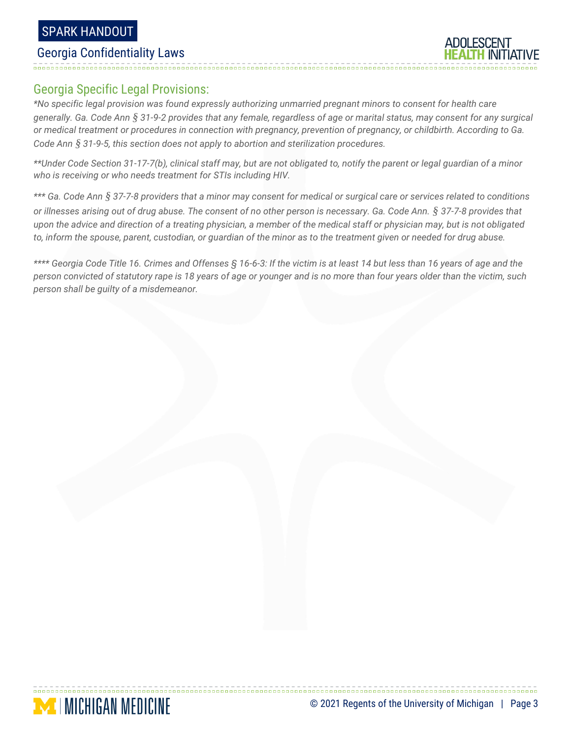## Georgia Specific Legal Provisions:

*\*No specific legal provision was found expressly authorizing unmarried pregnant minors to consent for health care generally. Ga. Code Ann § 31-9-2 provides that any female, regardless of age or marital status, may consent for any surgical or medical treatment or procedures in connection with pregnancy, prevention of pregnancy, or childbirth. According to Ga. Code Ann § 31-9-5, this section does not apply to abortion and sterilization procedures.*

*\*\*Under Code Section 31-17-7(b), clinical staff may, but are not obligated to, notify the parent or legal guardian of a minor who is receiving or who needs treatment for STIs including HIV.*

*\*\*\* Ga. Code Ann § 37-7-8 providers that a minor may consent for medical or surgical care or services related to conditions or illnesses arising out of drug abuse. The consent of no other person is necessary. Ga. Code Ann. § 37-7-8 provides that upon the advice and direction of a treating physician, a member of the medical staff or physician may, but is not obligated to, inform the spouse, parent, custodian, or guardian of the minor as to the treatment given or needed for drug abuse.*

*\*\*\*\* Georgia Code Title 16. Crimes and Offenses § 16-6-3: If the victim is at least 14 but less than 16 years of age and the person convicted of statutory rape is 18 years of age or younger and is no more than four years older than the victim, such person shall be guilty of a misdemeanor.*